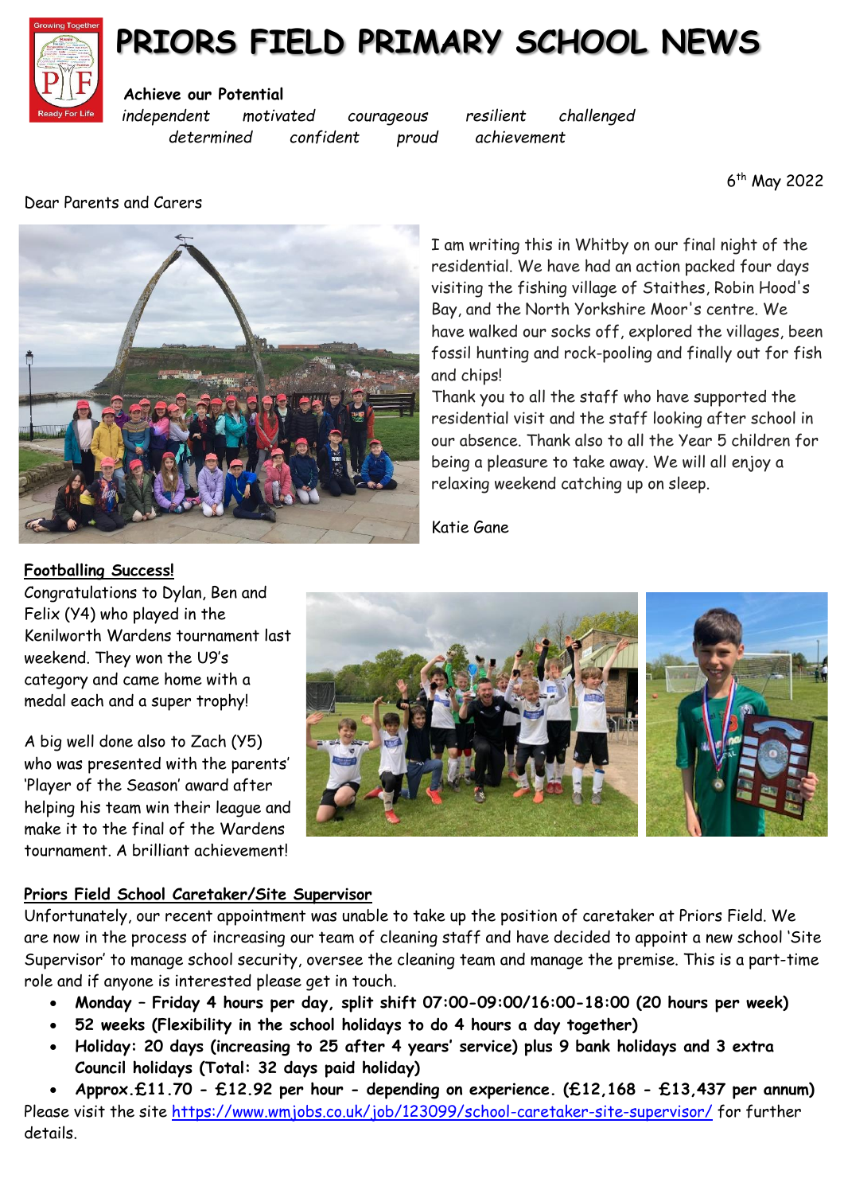# PRIORS FIELD PRIMARY SCHOOL NEWS

**Achieve our Potential**

*independent motivated courageous resilient challenged*
*determined confident proud achievement*

6th May 2022

Dear Parents and Carers

I am writing this in Whitby on our final night of the residential. We have had an action packed four days visiting the fishing village of Staithes, Robin Hood's Bay, and the North Yorkshire Moor's centre. We have walked our socks off, explored the villages, been fossil hunting and rock-pooling and finally out for fish and chips!

Thank you to all the staff who have supported the residential visit and the staff looking after school in our absence. Thank also to all the Year 5 children for being a pleasure to take away. We will all enjoy a relaxing weekend catching up on sleep.

Katie Gane

**Footballing Success!**

Congratulations to Dylan, Ben and Felix (Y4) who played in the Kenilworth Wardens tournament last weekend. They won the U9's category and came home with a medal each and a super trophy!

A big well done also to Zach (Y5) who was presented with the parents' 'Player of the Season' award after helping his team win their league and make it to the final of the Wardens tournament. A brilliant achievement!

**Priors Field School Caretaker/Site Supervisor**

Unfortunately, our recent appointment was unable to take up the position of caretaker at Priors Field. We are now in the process of increasing our team of cleaning staff and have decided to appoint a new school 'Site Supervisor' to manage school security, oversee the cleaning team and manage the premise. This is a part-time role and if anyone is interested please get in touch.

- **Monday – Friday 4 hours per day, split shift 07:00-09:00/16:00-18:00 (20 hours per week)**
- **52 weeks (Flexibility in the school holidays to do 4 hours a day together)**
- **Holiday: 20 days (increasing to 25 after 4 years' service) plus 9 bank holidays and 3 extra Council holidays (Total: 32 days paid holiday)**
- **Approx.£11.70 - £12.92 per hour - depending on experience. (£12,168 - £13,437 per annum)**

Please visit the site https://www.wmjobs.co.uk/job/123099/school-caretaker-site-supervisor/ for further details.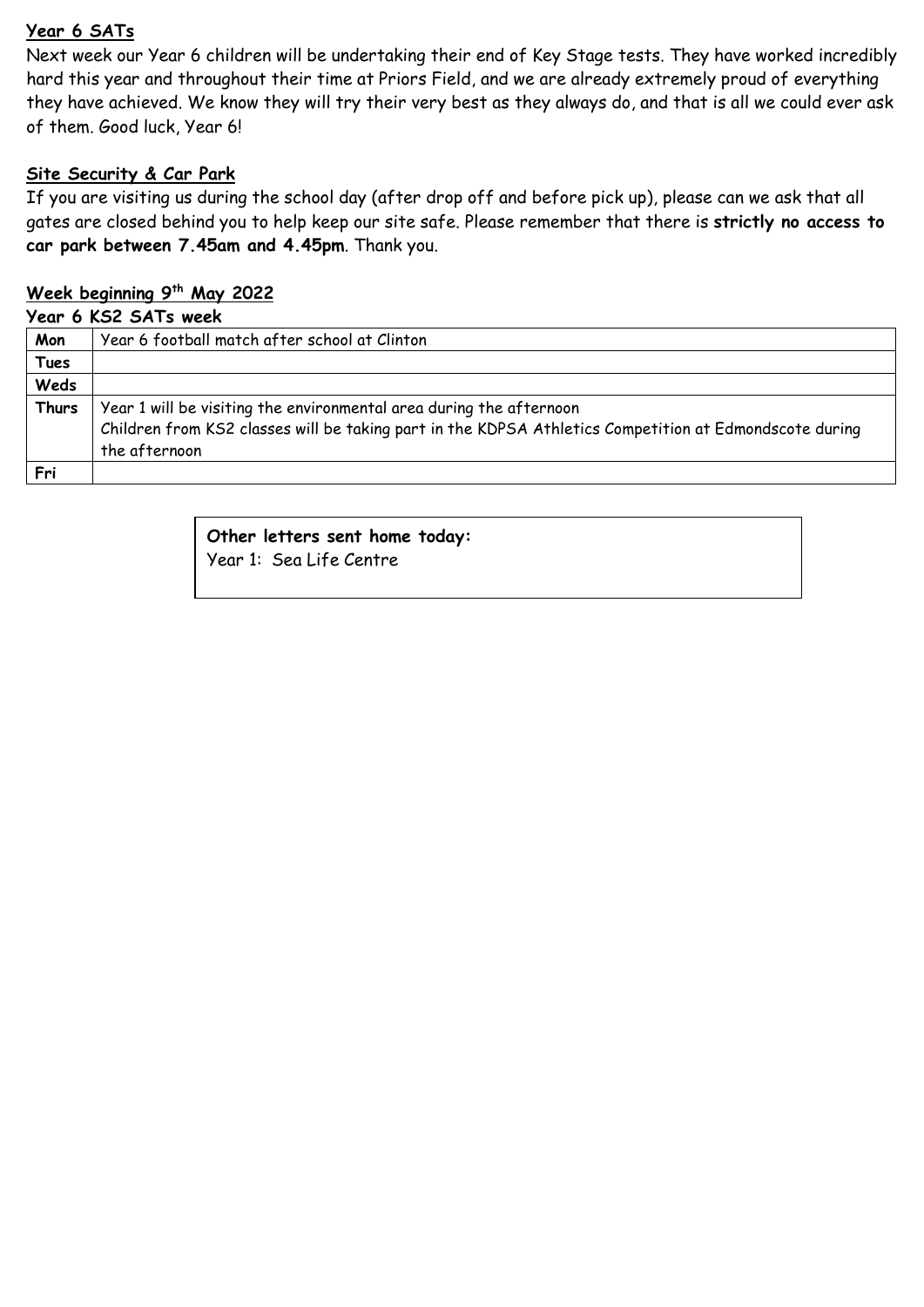## Year 6 SATs

Next week our Year 6 children will be undertaking their end of Key Stage tests. They have worked incredibly hard this year and throughout their time at Priors Field, and we are already extremely proud of everything they have achieved. We know they will try their very best as they always do, and that is all we could ever ask of them. Good luck, Year 6!

## Site Security & Car Park

If you are visiting us during the school day (after drop off and before pick up), please can we ask that all gates are closed behind you to help keep our site safe. Please remember that there is **strictly no access to car park between 7.45am and 4.45pm**. Thank you.

## Week beginning 9th May 2022

**Year 6 KS2 SATs week**

| | |
|---|---|
| **Mon** | Year 6 football match after school at Clinton |
| **Tues** | |
| **Weds** | |
| **Thurs** | Year 1 will be visiting the environmental area during the afternoon<br>Children from KS2 classes will be taking part in the KDPSA Athletics Competition at Edmondscote during the afternoon |
| **Fri** | |

**Other letters sent home today:**
Year 1: Sea Life Centre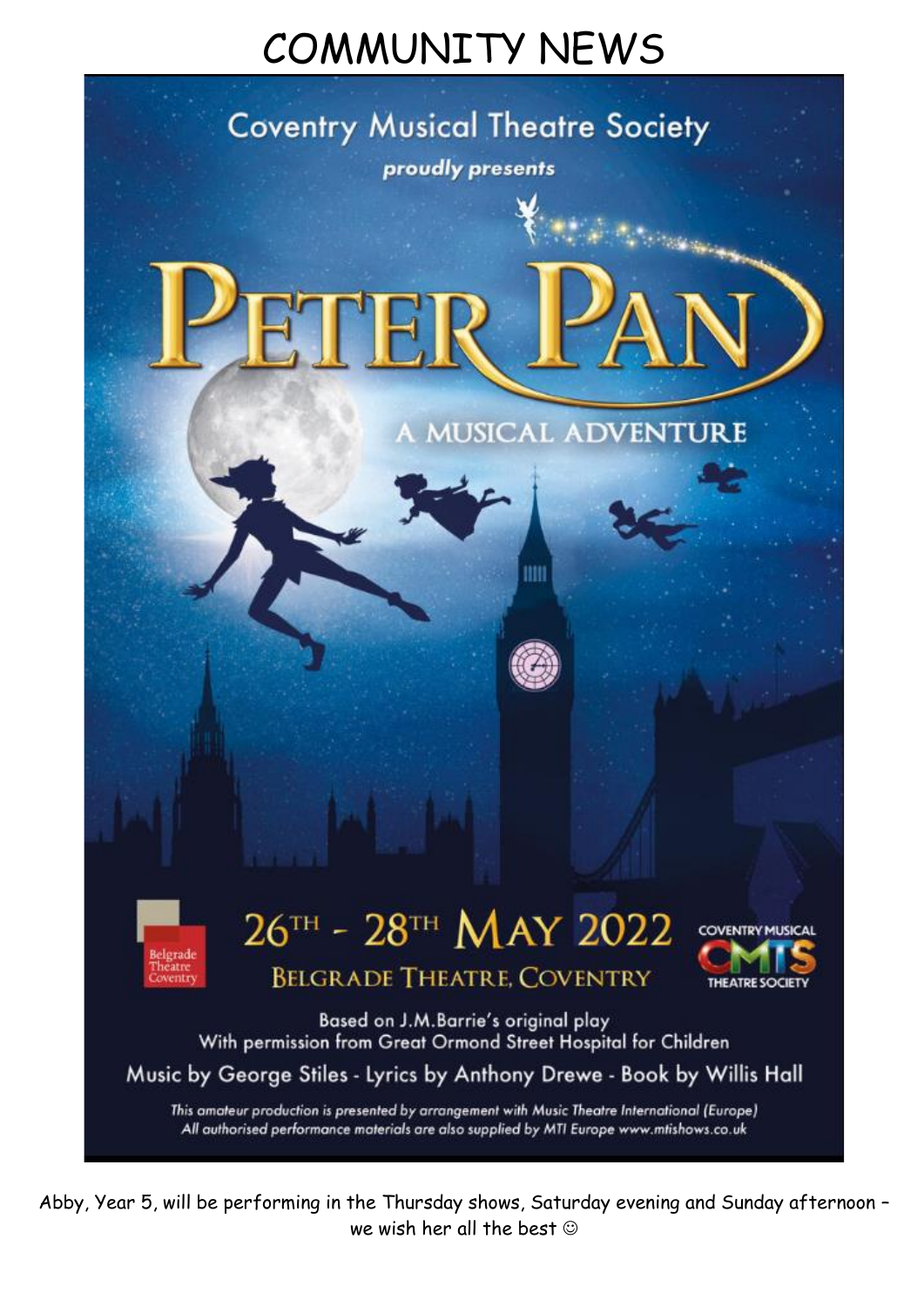# COMMUNITY NEWS

Coventry Musical Theatre Society

*proudly presents*

# PETER PAN

## A MUSICAL ADVENTURE

Belgrade Theatre Coventry

26TH - 28TH MAY 2022

BELGRADE THEATRE, COVENTRY

COVENTRY MUSICAL CMTS THEATRE SOCIETY

Based on J.M.Barrie's original play
With permission from Great Ormond Street Hospital for Children

Music by George Stiles - Lyrics by Anthony Drewe - Book by Willis Hall

*This amateur production is presented by arrangement with Music Theatre International (Europe)*
*All authorised performance materials are also supplied by MTI Europe www.mtishows.co.uk*

Abby, Year 5, will be performing in the Thursday shows, Saturday evening and Sunday afternoon – we wish her all the best ☺